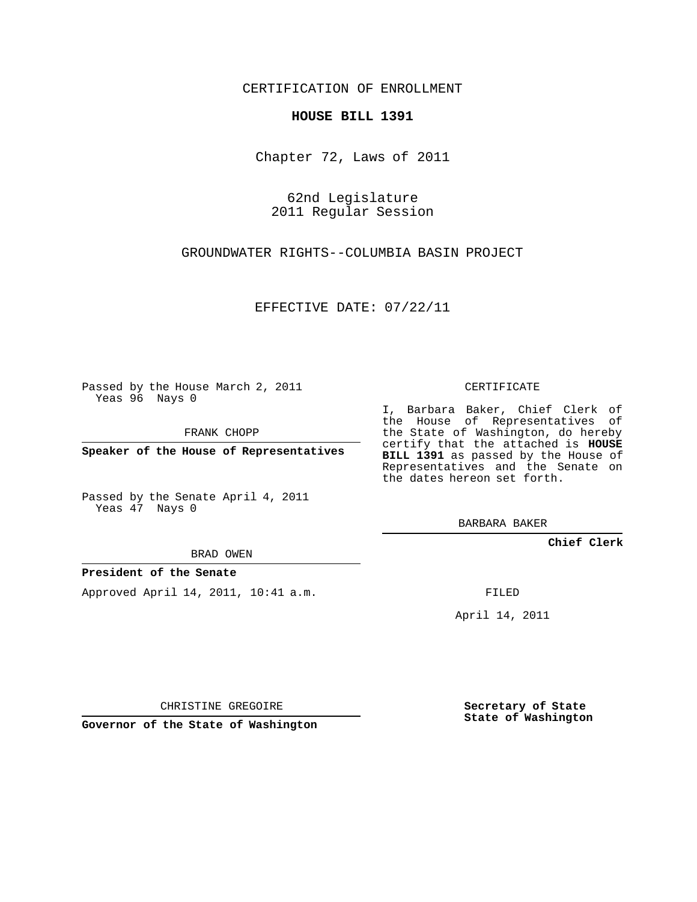CERTIFICATION OF ENROLLMENT

**HOUSE BILL 1391**

Chapter 72, Laws of 2011

62nd Legislature
2011 Regular Session

GROUNDWATER RIGHTS--COLUMBIA BASIN PROJECT

EFFECTIVE DATE: 07/22/11

Passed by the House March 2, 2011
Yeas 96 Nays 0

FRANK CHOPP

**Speaker of the House of Representatives**

Passed by the Senate April 4, 2011
Yeas 47 Nays 0

BRAD OWEN

**President of the Senate**

Approved April 14, 2011, 10:41 a.m.

CHRISTINE GREGOIRE

**Governor of the State of Washington**

CERTIFICATE

I, Barbara Baker, Chief Clerk of the House of Representatives of the State of Washington, do hereby certify that the attached is **HOUSE BILL 1391** as passed by the House of Representatives and the Senate on the dates hereon set forth.

BARBARA BAKER

**Chief Clerk**

FILED

April 14, 2011

**Secretary of State**
**State of Washington**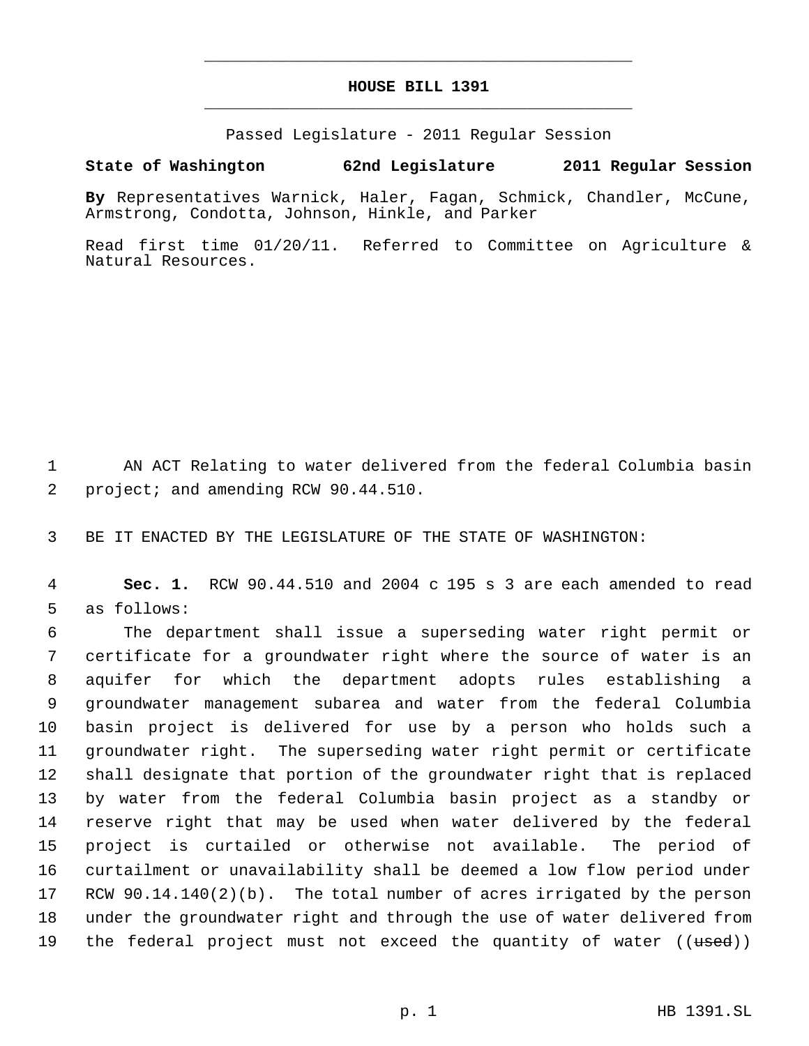# HOUSE BILL 1391

Passed Legislature - 2011 Regular Session

**State of Washington 62nd Legislature 2011 Regular Session**

**By** Representatives Warnick, Haler, Fagan, Schmick, Chandler, McCune, Armstrong, Condotta, Johnson, Hinkle, and Parker

Read first time 01/20/11. Referred to Committee on Agriculture & Natural Resources.

1 AN ACT Relating to water delivered from the federal Columbia basin
2 project; and amending RCW 90.44.510.

3 BE IT ENACTED BY THE LEGISLATURE OF THE STATE OF WASHINGTON:

4 **Sec. 1.** RCW 90.44.510 and 2004 c 195 s 3 are each amended to read
5 as follows:

6 The department shall issue a superseding water right permit or
7 certificate for a groundwater right where the source of water is an
8 aquifer for which the department adopts rules establishing a
9 groundwater management subarea and water from the federal Columbia
10 basin project is delivered for use by a person who holds such a
11 groundwater right. The superseding water right permit or certificate
12 shall designate that portion of the groundwater right that is replaced
13 by water from the federal Columbia basin project as a standby or
14 reserve right that may be used when water delivered by the federal
15 project is curtailed or otherwise not available. The period of
16 curtailment or unavailability shall be deemed a low flow period under
17 RCW 90.14.140(2)(b). The total number of acres irrigated by the person
18 under the groundwater right and through the use of water delivered from
19 the federal project must not exceed the quantity of water ((~~used~~))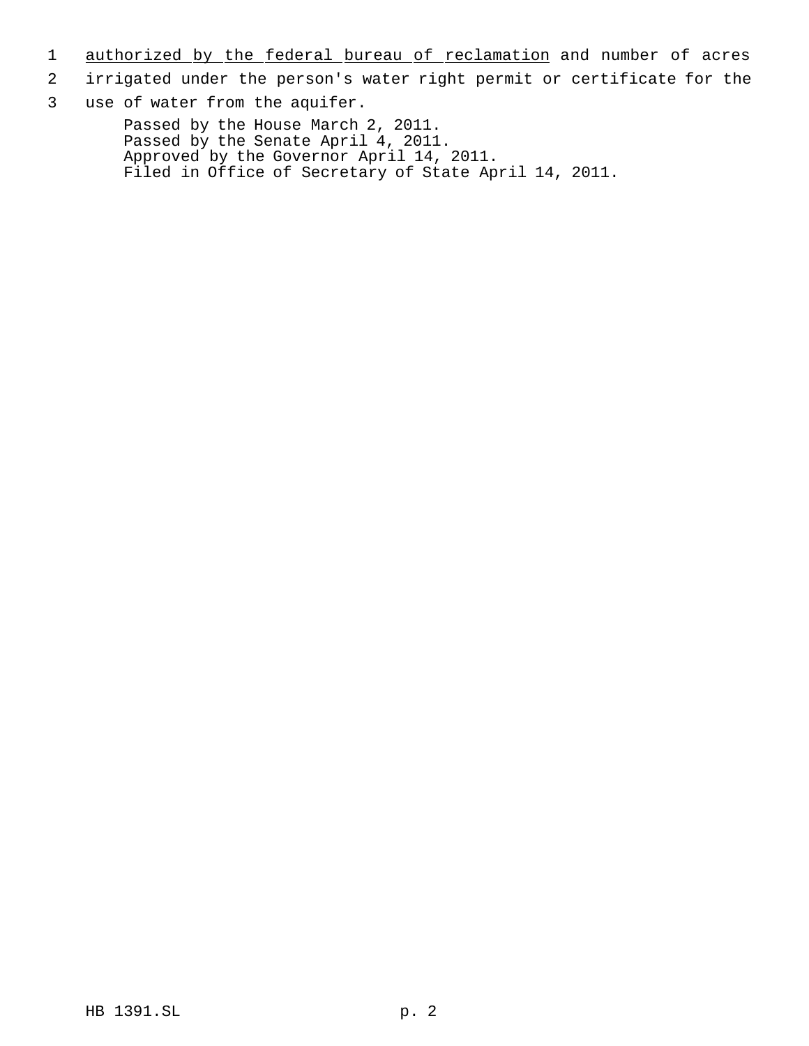<u>authorized by the federal bureau of reclamation</u> and number of acres irrigated under the person's water right permit or certificate for the use of water from the aquifer.

Passed by the House March 2, 2011.
Passed by the Senate April 4, 2011.
Approved by the Governor April 14, 2011.
Filed in Office of Secretary of State April 14, 2011.